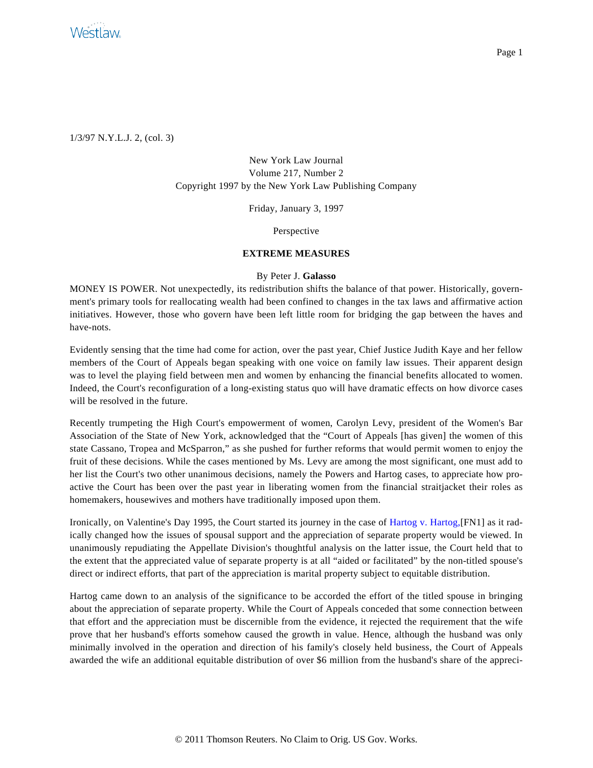1/3/97 N.Y.L.J. 2, (col. 3)

New York Law Journal
Volume 217, Number 2
Copyright 1997 by the New York Law Publishing Company

Friday, January 3, 1997

Perspective

**EXTREME MEASURES**

By Peter J. **Galasso**

MONEY IS POWER. Not unexpectedly, its redistribution shifts the balance of that power. Historically, government's primary tools for reallocating wealth had been confined to changes in the tax laws and affirmative action initiatives. However, those who govern have been left little room for bridging the gap between the haves and have-nots.

Evidently sensing that the time had come for action, over the past year, Chief Justice Judith Kaye and her fellow members of the Court of Appeals began speaking with one voice on family law issues. Their apparent design was to level the playing field between men and women by enhancing the financial benefits allocated to women. Indeed, the Court's reconfiguration of a long-existing status quo will have dramatic effects on how divorce cases will be resolved in the future.

Recently trumpeting the High Court's empowerment of women, Carolyn Levy, president of the Women's Bar Association of the State of New York, acknowledged that the "Court of Appeals [has given] the women of this state Cassano, Tropea and McSparron," as she pushed for further reforms that would permit women to enjoy the fruit of these decisions. While the cases mentioned by Ms. Levy are among the most significant, one must add to her list the Court's two other unanimous decisions, namely the Powers and Hartog cases, to appreciate how proactive the Court has been over the past year in liberating women from the financial straitjacket their roles as homemakers, housewives and mothers have traditionally imposed upon them.

Ironically, on Valentine's Day 1995, the Court started its journey in the case of Hartog v. Hartog,[FN1] as it radically changed how the issues of spousal support and the appreciation of separate property would be viewed. In unanimously repudiating the Appellate Division's thoughtful analysis on the latter issue, the Court held that to the extent that the appreciated value of separate property is at all "aided or facilitated" by the non-titled spouse's direct or indirect efforts, that part of the appreciation is marital property subject to equitable distribution.

Hartog came down to an analysis of the significance to be accorded the effort of the titled spouse in bringing about the appreciation of separate property. While the Court of Appeals conceded that some connection between that effort and the appreciation must be discernible from the evidence, it rejected the requirement that the wife prove that her husband's efforts somehow caused the growth in value. Hence, although the husband was only minimally involved in the operation and direction of his family's closely held business, the Court of Appeals awarded the wife an additional equitable distribution of over $6 million from the husband's share of the appreci-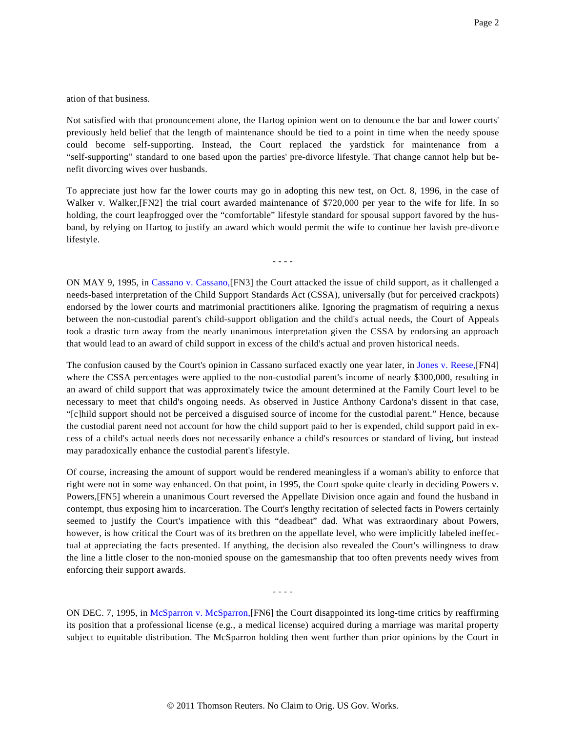ation of that business.

Not satisfied with that pronouncement alone, the Hartog opinion went on to denounce the bar and lower courts' previously held belief that the length of maintenance should be tied to a point in time when the needy spouse could become self-supporting. Instead, the Court replaced the yardstick for maintenance from a "self-supporting" standard to one based upon the parties' pre-divorce lifestyle. That change cannot help but benefit divorcing wives over husbands.

To appreciate just how far the lower courts may go in adopting this new test, on Oct. 8, 1996, in the case of Walker v. Walker,[FN2] the trial court awarded maintenance of $720,000 per year to the wife for life. In so holding, the court leapfrogged over the "comfortable" lifestyle standard for spousal support favored by the husband, by relying on Hartog to justify an award which would permit the wife to continue her lavish pre-divorce lifestyle.

- - - -

ON MAY 9, 1995, in Cassano v. Cassano,[FN3] the Court attacked the issue of child support, as it challenged a needs-based interpretation of the Child Support Standards Act (CSSA), universally (but for perceived crackpots) endorsed by the lower courts and matrimonial practitioners alike. Ignoring the pragmatism of requiring a nexus between the non-custodial parent's child-support obligation and the child's actual needs, the Court of Appeals took a drastic turn away from the nearly unanimous interpretation given the CSSA by endorsing an approach that would lead to an award of child support in excess of the child's actual and proven historical needs.

The confusion caused by the Court's opinion in Cassano surfaced exactly one year later, in Jones v. Reese,[FN4] where the CSSA percentages were applied to the non-custodial parent's income of nearly $300,000, resulting in an award of child support that was approximately twice the amount determined at the Family Court level to be necessary to meet that child's ongoing needs. As observed in Justice Anthony Cardona's dissent in that case, "[c]hild support should not be perceived a disguised source of income for the custodial parent." Hence, because the custodial parent need not account for how the child support paid to her is expended, child support paid in excess of a child's actual needs does not necessarily enhance a child's resources or standard of living, but instead may paradoxically enhance the custodial parent's lifestyle.

Of course, increasing the amount of support would be rendered meaningless if a woman's ability to enforce that right were not in some way enhanced. On that point, in 1995, the Court spoke quite clearly in deciding Powers v. Powers,[FN5] wherein a unanimous Court reversed the Appellate Division once again and found the husband in contempt, thus exposing him to incarceration. The Court's lengthy recitation of selected facts in Powers certainly seemed to justify the Court's impatience with this "deadbeat" dad. What was extraordinary about Powers, however, is how critical the Court was of its brethren on the appellate level, who were implicitly labeled ineffectual at appreciating the facts presented. If anything, the decision also revealed the Court's willingness to draw the line a little closer to the non-monied spouse on the gamesmanship that too often prevents needy wives from enforcing their support awards.

- - - -

ON DEC. 7, 1995, in McSparron v. McSparron,[FN6] the Court disappointed its long-time critics by reaffirming its position that a professional license (e.g., a medical license) acquired during a marriage was marital property subject to equitable distribution. The McSparron holding then went further than prior opinions by the Court in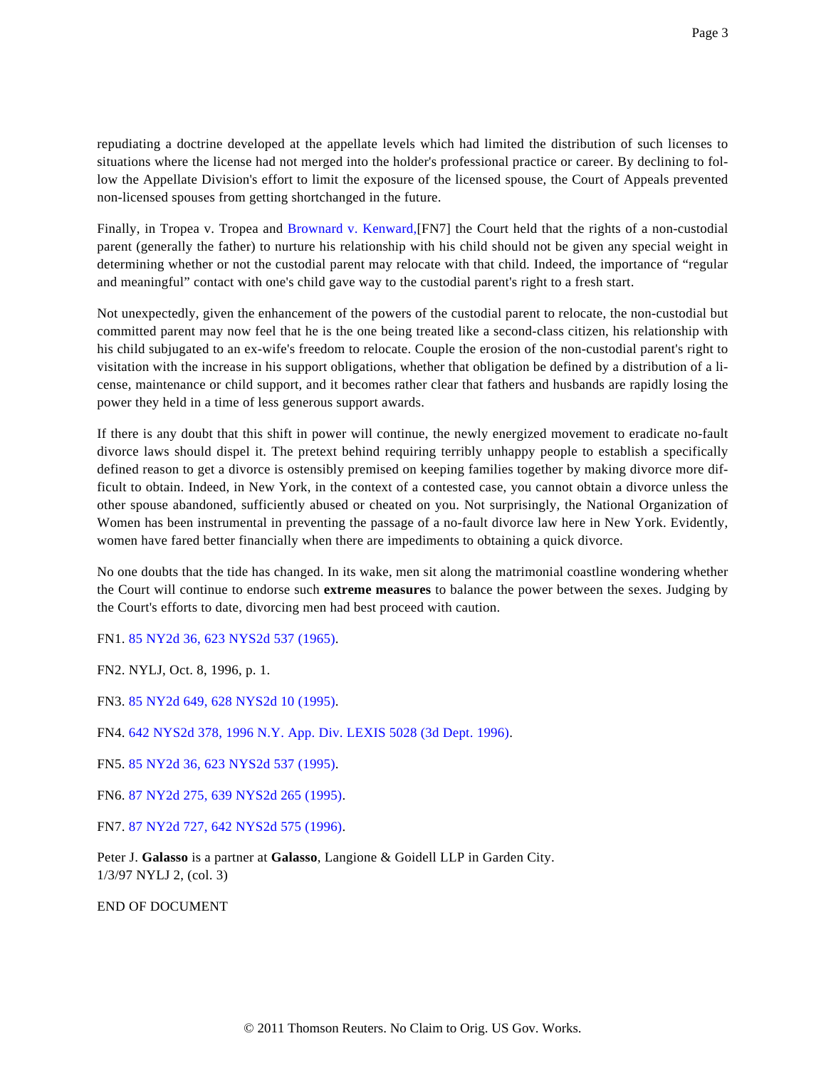repudiating a doctrine developed at the appellate levels which had limited the distribution of such licenses to situations where the license had not merged into the holder's professional practice or career. By declining to follow the Appellate Division's effort to limit the exposure of the licensed spouse, the Court of Appeals prevented non-licensed spouses from getting shortchanged in the future.

Finally, in Tropea v. Tropea and Brownard v. Kenward,[FN7] the Court held that the rights of a non-custodial parent (generally the father) to nurture his relationship with his child should not be given any special weight in determining whether or not the custodial parent may relocate with that child. Indeed, the importance of "regular and meaningful" contact with one's child gave way to the custodial parent's right to a fresh start.

Not unexpectedly, given the enhancement of the powers of the custodial parent to relocate, the non-custodial but committed parent may now feel that he is the one being treated like a second-class citizen, his relationship with his child subjugated to an ex-wife's freedom to relocate. Couple the erosion of the non-custodial parent's right to visitation with the increase in his support obligations, whether that obligation be defined by a distribution of a license, maintenance or child support, and it becomes rather clear that fathers and husbands are rapidly losing the power they held in a time of less generous support awards.

If there is any doubt that this shift in power will continue, the newly energized movement to eradicate no-fault divorce laws should dispel it. The pretext behind requiring terribly unhappy people to establish a specifically defined reason to get a divorce is ostensibly premised on keeping families together by making divorce more difficult to obtain. Indeed, in New York, in the context of a contested case, you cannot obtain a divorce unless the other spouse abandoned, sufficiently abused or cheated on you. Not surprisingly, the National Organization of Women has been instrumental in preventing the passage of a no-fault divorce law here in New York. Evidently, women have fared better financially when there are impediments to obtaining a quick divorce.

No one doubts that the tide has changed. In its wake, men sit along the matrimonial coastline wondering whether the Court will continue to endorse such **extreme measures** to balance the power between the sexes. Judging by the Court's efforts to date, divorcing men had best proceed with caution.

FN1. 85 NY2d 36, 623 NYS2d 537 (1965).

FN2. NYLJ, Oct. 8, 1996, p. 1.

FN3. 85 NY2d 649, 628 NYS2d 10 (1995).

FN4. 642 NYS2d 378, 1996 N.Y. App. Div. LEXIS 5028 (3d Dept. 1996).

FN5. 85 NY2d 36, 623 NYS2d 537 (1995).

FN6. 87 NY2d 275, 639 NYS2d 265 (1995).

FN7. 87 NY2d 727, 642 NYS2d 575 (1996).

Peter J. **Galasso** is a partner at **Galasso**, Langione & Goidell LLP in Garden City.
1/3/97 NYLJ 2, (col. 3)

END OF DOCUMENT